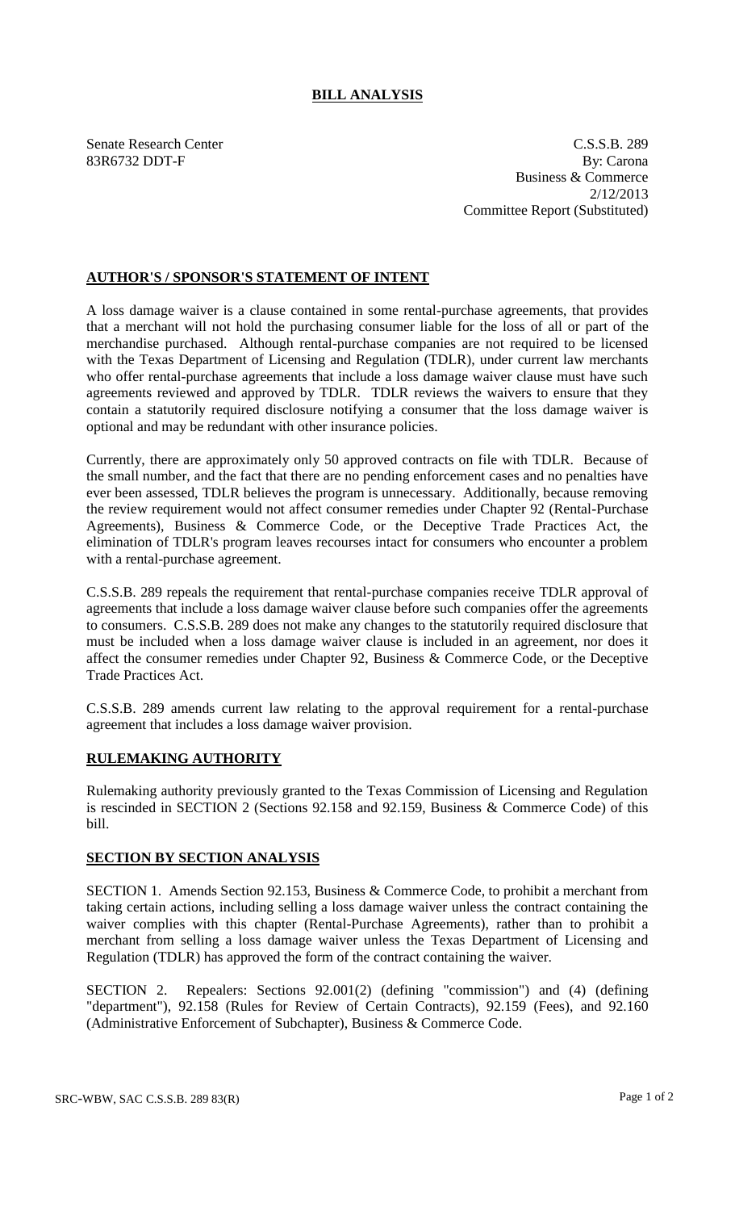# BILL ANALYSIS

Senate Research Center
83R6732 DDT-F

C.S.S.B. 289
By: Carona
Business & Commerce
2/12/2013
Committee Report (Substituted)

## AUTHOR'S / SPONSOR'S STATEMENT OF INTENT

A loss damage waiver is a clause contained in some rental-purchase agreements, that provides that a merchant will not hold the purchasing consumer liable for the loss of all or part of the merchandise purchased. Although rental-purchase companies are not required to be licensed with the Texas Department of Licensing and Regulation (TDLR), under current law merchants who offer rental-purchase agreements that include a loss damage waiver clause must have such agreements reviewed and approved by TDLR. TDLR reviews the waivers to ensure that they contain a statutorily required disclosure notifying a consumer that the loss damage waiver is optional and may be redundant with other insurance policies.

Currently, there are approximately only 50 approved contracts on file with TDLR. Because of the small number, and the fact that there are no pending enforcement cases and no penalties have ever been assessed, TDLR believes the program is unnecessary. Additionally, because removing the review requirement would not affect consumer remedies under Chapter 92 (Rental-Purchase Agreements), Business & Commerce Code, or the Deceptive Trade Practices Act, the elimination of TDLR's program leaves recourses intact for consumers who encounter a problem with a rental-purchase agreement.

C.S.S.B. 289 repeals the requirement that rental-purchase companies receive TDLR approval of agreements that include a loss damage waiver clause before such companies offer the agreements to consumers. C.S.S.B. 289 does not make any changes to the statutorily required disclosure that must be included when a loss damage waiver clause is included in an agreement, nor does it affect the consumer remedies under Chapter 92, Business & Commerce Code, or the Deceptive Trade Practices Act.

C.S.S.B. 289 amends current law relating to the approval requirement for a rental-purchase agreement that includes a loss damage waiver provision.

## RULEMAKING AUTHORITY

Rulemaking authority previously granted to the Texas Commission of Licensing and Regulation is rescinded in SECTION 2 (Sections 92.158 and 92.159, Business & Commerce Code) of this bill.

## SECTION BY SECTION ANALYSIS

SECTION 1. Amends Section 92.153, Business & Commerce Code, to prohibit a merchant from taking certain actions, including selling a loss damage waiver unless the contract containing the waiver complies with this chapter (Rental-Purchase Agreements), rather than to prohibit a merchant from selling a loss damage waiver unless the Texas Department of Licensing and Regulation (TDLR) has approved the form of the contract containing the waiver.

SECTION 2. Repealers: Sections 92.001(2) (defining "commission") and (4) (defining "department"), 92.158 (Rules for Review of Certain Contracts), 92.159 (Fees), and 92.160 (Administrative Enforcement of Subchapter), Business & Commerce Code.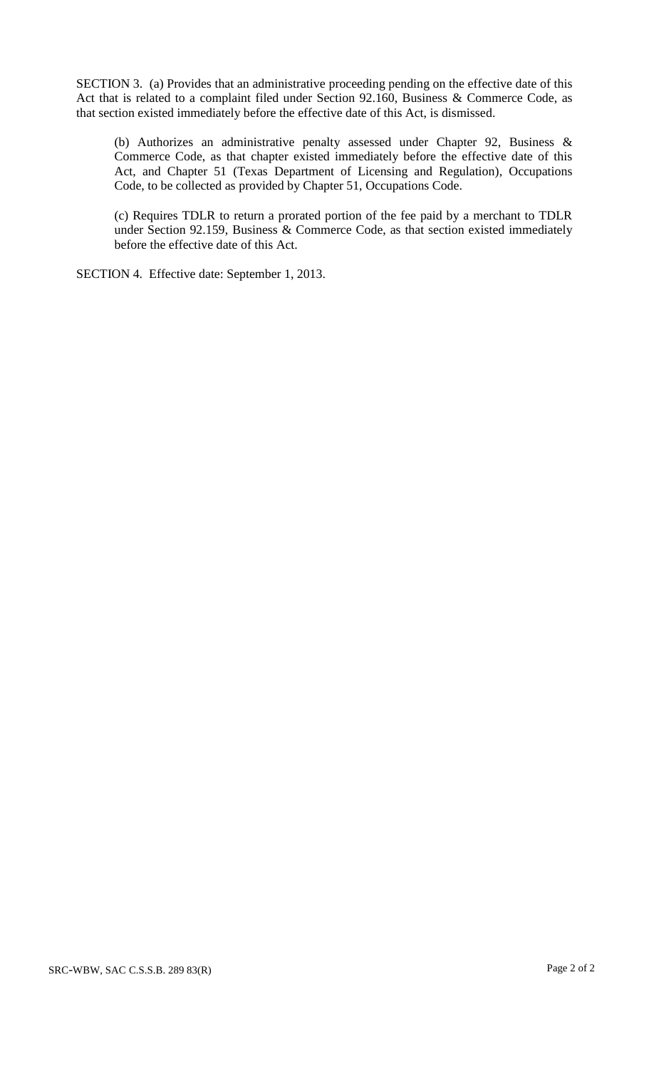SECTION 3. (a) Provides that an administrative proceeding pending on the effective date of this Act that is related to a complaint filed under Section 92.160, Business & Commerce Code, as that section existed immediately before the effective date of this Act, is dismissed.

(b) Authorizes an administrative penalty assessed under Chapter 92, Business & Commerce Code, as that chapter existed immediately before the effective date of this Act, and Chapter 51 (Texas Department of Licensing and Regulation), Occupations Code, to be collected as provided by Chapter 51, Occupations Code.

(c) Requires TDLR to return a prorated portion of the fee paid by a merchant to TDLR under Section 92.159, Business & Commerce Code, as that section existed immediately before the effective date of this Act.

SECTION 4. Effective date: September 1, 2013.